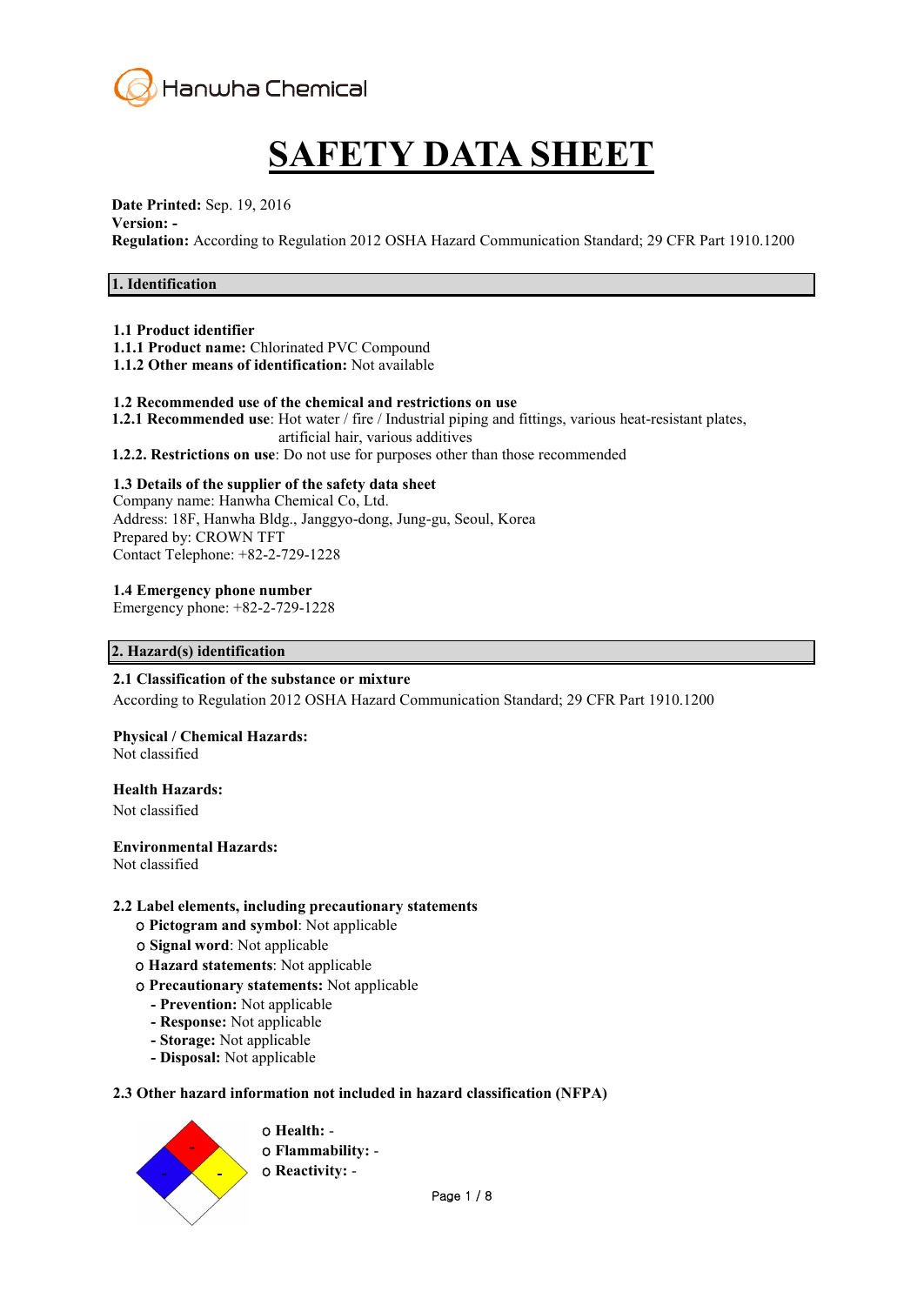Hanwha Chemical

# SAFETY DATA SHEET

**Date Printed:** Sep. 19, 2016
**Version:** -
**Regulation:** According to Regulation 2012 OSHA Hazard Communication Standard; 29 CFR Part 1910.1200

## 1. Identification

**1.1 Product identifier**
**1.1.1 Product name:** Chlorinated PVC Compound
**1.1.2 Other means of identification:** Not available

**1.2 Recommended use of the chemical and restrictions on use**
**1.2.1 Recommended use**: Hot water / fire / Industrial piping and fittings, various heat-resistant plates, artificial hair, various additives
**1.2.2. Restrictions on use**: Do not use for purposes other than those recommended

**1.3 Details of the supplier of the safety data sheet**
Company name: Hanwha Chemical Co, Ltd.
Address: 18F, Hanwha Bldg., Janggyo-dong, Jung-gu, Seoul, Korea
Prepared by: CROWN TFT
Contact Telephone: +82-2-729-1228

**1.4 Emergency phone number**
Emergency phone: +82-2-729-1228

## 2. Hazard(s) identification

**2.1 Classification of the substance or mixture**
According to Regulation 2012 OSHA Hazard Communication Standard; 29 CFR Part 1910.1200

**Physical / Chemical Hazards:**
Not classified

**Health Hazards:**
Not classified

**Environmental Hazards:**
Not classified

**2.2 Label elements, including precautionary statements**
- **Pictogram and symbol**: Not applicable
- **Signal word**: Not applicable
- **Hazard statements**: Not applicable
- **Precautionary statements:** Not applicable
  - **Prevention:** Not applicable
  - **Response:** Not applicable
  - **Storage:** Not applicable
  - **Disposal:** Not applicable

**2.3 Other hazard information not included in hazard classification (NFPA)**

- **Health:** -
- **Flammability:** -
- **Reactivity:** -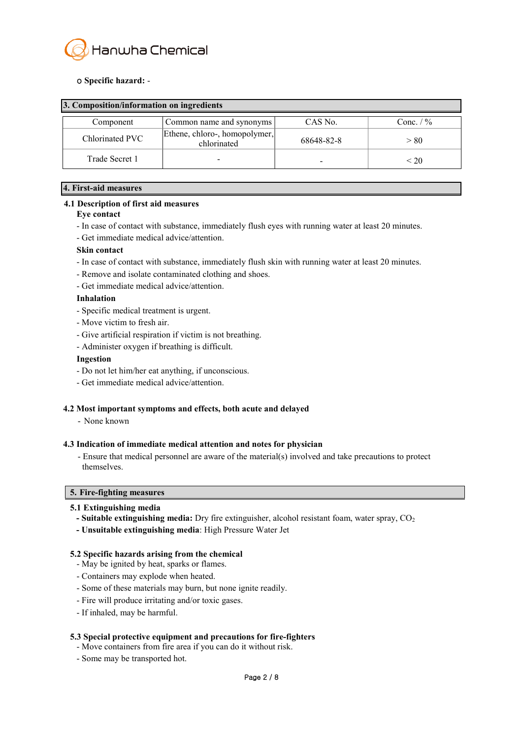○ **Specific hazard:** -

## 3. Composition/information on ingredients

| Component | Common name and synonyms | CAS No. | Conc. / % |
|---|---|---|---|
| Chlorinated PVC | Ethene, chloro-, homopolymer, chlorinated | 68648-82-8 | > 80 |
| Trade Secret 1 | - | - | < 20 |

## 4. First-aid measures

### 4.1 Description of first aid measures

**Eye contact**

- In case of contact with substance, immediately flush eyes with running water at least 20 minutes.
- Get immediate medical advice/attention.

**Skin contact**

- In case of contact with substance, immediately flush skin with running water at least 20 minutes.
- Remove and isolate contaminated clothing and shoes.
- Get immediate medical advice/attention.

**Inhalation**

- Specific medical treatment is urgent.
- Move victim to fresh air.
- Give artificial respiration if victim is not breathing.
- Administer oxygen if breathing is difficult.

**Ingestion**

- Do not let him/her eat anything, if unconscious.
- Get immediate medical advice/attention.

### 4.2 Most important symptoms and effects, both acute and delayed

- None known

### 4.3 Indication of immediate medical attention and notes for physician

- Ensure that medical personnel are aware of the material(s) involved and take precautions to protect themselves.

## 5. Fire-fighting measures

### 5.1 Extinguishing media

- **Suitable extinguishing media:** Dry fire extinguisher, alcohol resistant foam, water spray, $CO_2$
- **Unsuitable extinguishing media**: High Pressure Water Jet

### 5.2 Specific hazards arising from the chemical

- May be ignited by heat, sparks or flames.
- Containers may explode when heated.
- Some of these materials may burn, but none ignite readily.
- Fire will produce irritating and/or toxic gases.
- If inhaled, may be harmful.

### 5.3 Special protective equipment and precautions for fire-fighters

- Move containers from fire area if you can do it without risk.
- Some may be transported hot.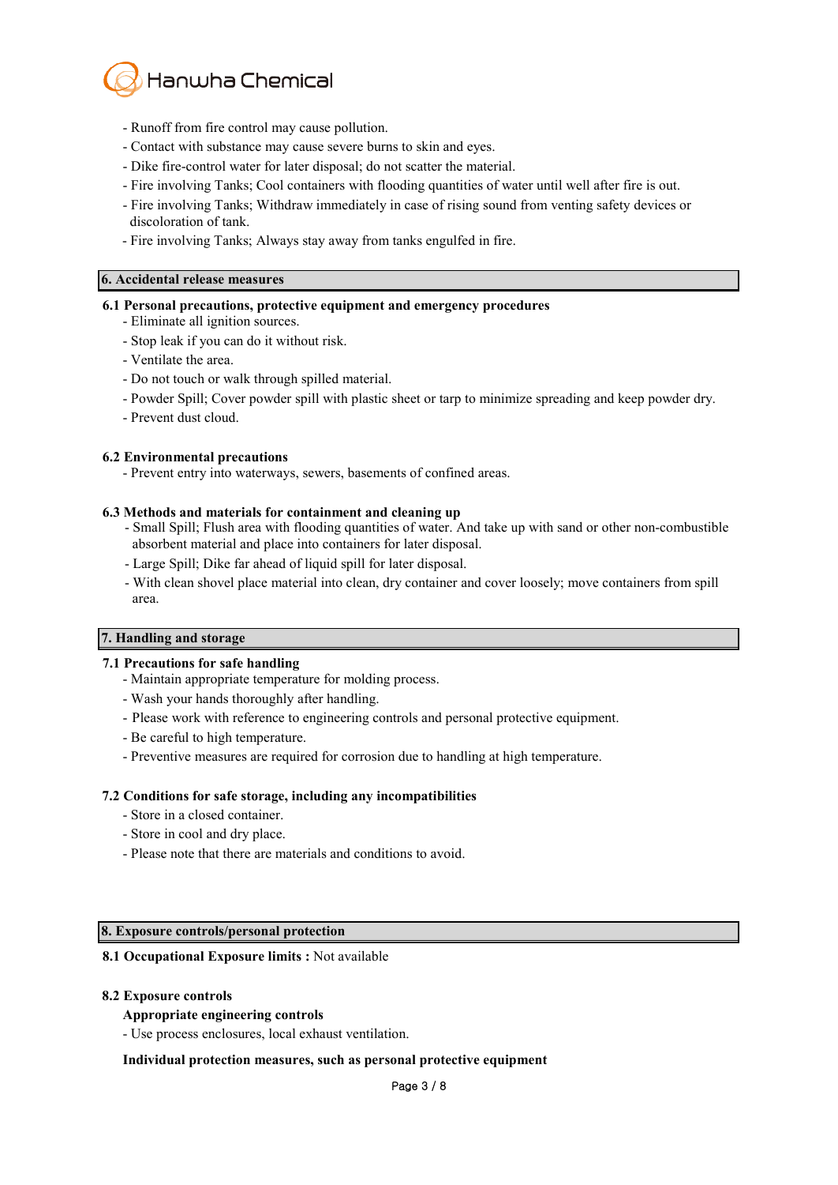- Runoff from fire control may cause pollution.
- Contact with substance may cause severe burns to skin and eyes.
- Dike fire-control water for later disposal; do not scatter the material.
- Fire involving Tanks; Cool containers with flooding quantities of water until well after fire is out.
- Fire involving Tanks; Withdraw immediately in case of rising sound from venting safety devices or discoloration of tank.
- Fire involving Tanks; Always stay away from tanks engulfed in fire.

## 6. Accidental release measures

### 6.1 Personal precautions, protective equipment and emergency procedures

- Eliminate all ignition sources.
- Stop leak if you can do it without risk.
- Ventilate the area.
- Do not touch or walk through spilled material.
- Powder Spill; Cover powder spill with plastic sheet or tarp to minimize spreading and keep powder dry.
- Prevent dust cloud.

### 6.2 Environmental precautions

- Prevent entry into waterways, sewers, basements of confined areas.

### 6.3 Methods and materials for containment and cleaning up

- Small Spill; Flush area with flooding quantities of water. And take up with sand or other non-combustible absorbent material and place into containers for later disposal.
- Large Spill; Dike far ahead of liquid spill for later disposal.
- With clean shovel place material into clean, dry container and cover loosely; move containers from spill area.

## 7. Handling and storage

### 7.1 Precautions for safe handling

- Maintain appropriate temperature for molding process.
- Wash your hands thoroughly after handling.
- Please work with reference to engineering controls and personal protective equipment.
- Be careful to high temperature.
- Preventive measures are required for corrosion due to handling at high temperature.

### 7.2 Conditions for safe storage, including any incompatibilities

- Store in a closed container.
- Store in cool and dry place.
- Please note that there are materials and conditions to avoid.

## 8. Exposure controls/personal protection

**8.1 Occupational Exposure limits :** Not available

### 8.2 Exposure controls

**Appropriate engineering controls**

- Use process enclosures, local exhaust ventilation.

**Individual protection measures, such as personal protective equipment**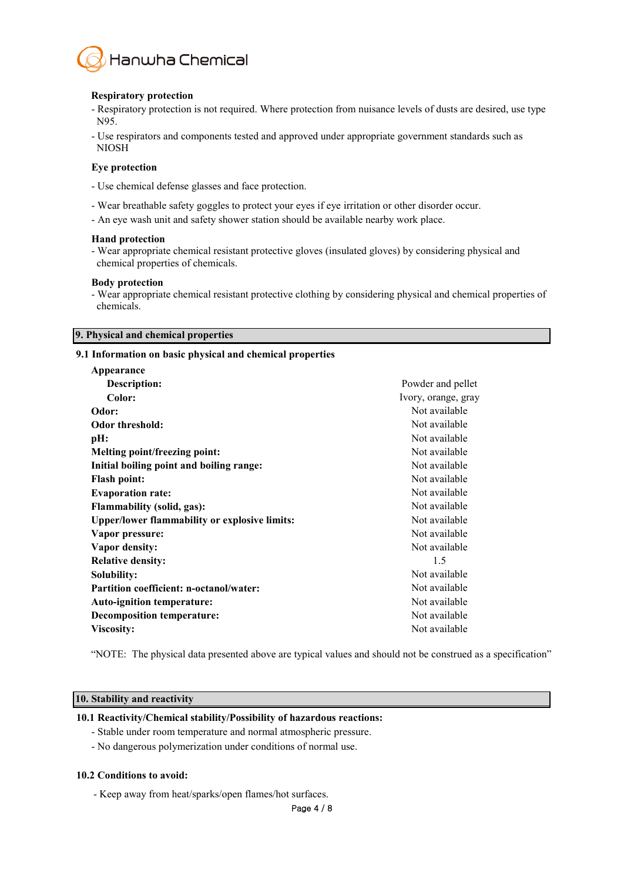**Respiratory protection**

- Respiratory protection is not required. Where protection from nuisance levels of dusts are desired, use type N95.
- Use respirators and components tested and approved under appropriate government standards such as NIOSH

**Eye protection**

- Use chemical defense glasses and face protection.
- Wear breathable safety goggles to protect your eyes if eye irritation or other disorder occur.
- An eye wash unit and safety shower station should be available nearby work place.

**Hand protection**

- Wear appropriate chemical resistant protective gloves (insulated gloves) by considering physical and chemical properties of chemicals.

**Body protection**

- Wear appropriate chemical resistant protective clothing by considering physical and chemical properties of chemicals.

## 9. Physical and chemical properties

### 9.1 Information on basic physical and chemical properties

| Property | Value |
| --- | --- |
| **Appearance** | |
| **Description:** | Powder and pellet |
| **Color:** | Ivory, orange, gray |
| **Odor:** | Not available |
| **Odor threshold:** | Not available |
| **pH:** | Not available |
| **Melting point/freezing point:** | Not available |
| **Initial boiling point and boiling range:** | Not available |
| **Flash point:** | Not available |
| **Evaporation rate:** | Not available |
| **Flammability (solid, gas):** | Not available |
| **Upper/lower flammability or explosive limits:** | Not available |
| **Vapor pressure:** | Not available |
| **Vapor density:** | Not available |
| **Relative density:** | 1.5 |
| **Solubility:** | Not available |
| **Partition coefficient: n-octanol/water:** | Not available |
| **Auto-ignition temperature:** | Not available |
| **Decomposition temperature:** | Not available |
| **Viscosity:** | Not available |

"NOTE: The physical data presented above are typical values and should not be construed as a specification"

## 10. Stability and reactivity

### 10.1 Reactivity/Chemical stability/Possibility of hazardous reactions:

- Stable under room temperature and normal atmospheric pressure.
- No dangerous polymerization under conditions of normal use.

### 10.2 Conditions to avoid:

- Keep away from heat/sparks/open flames/hot surfaces.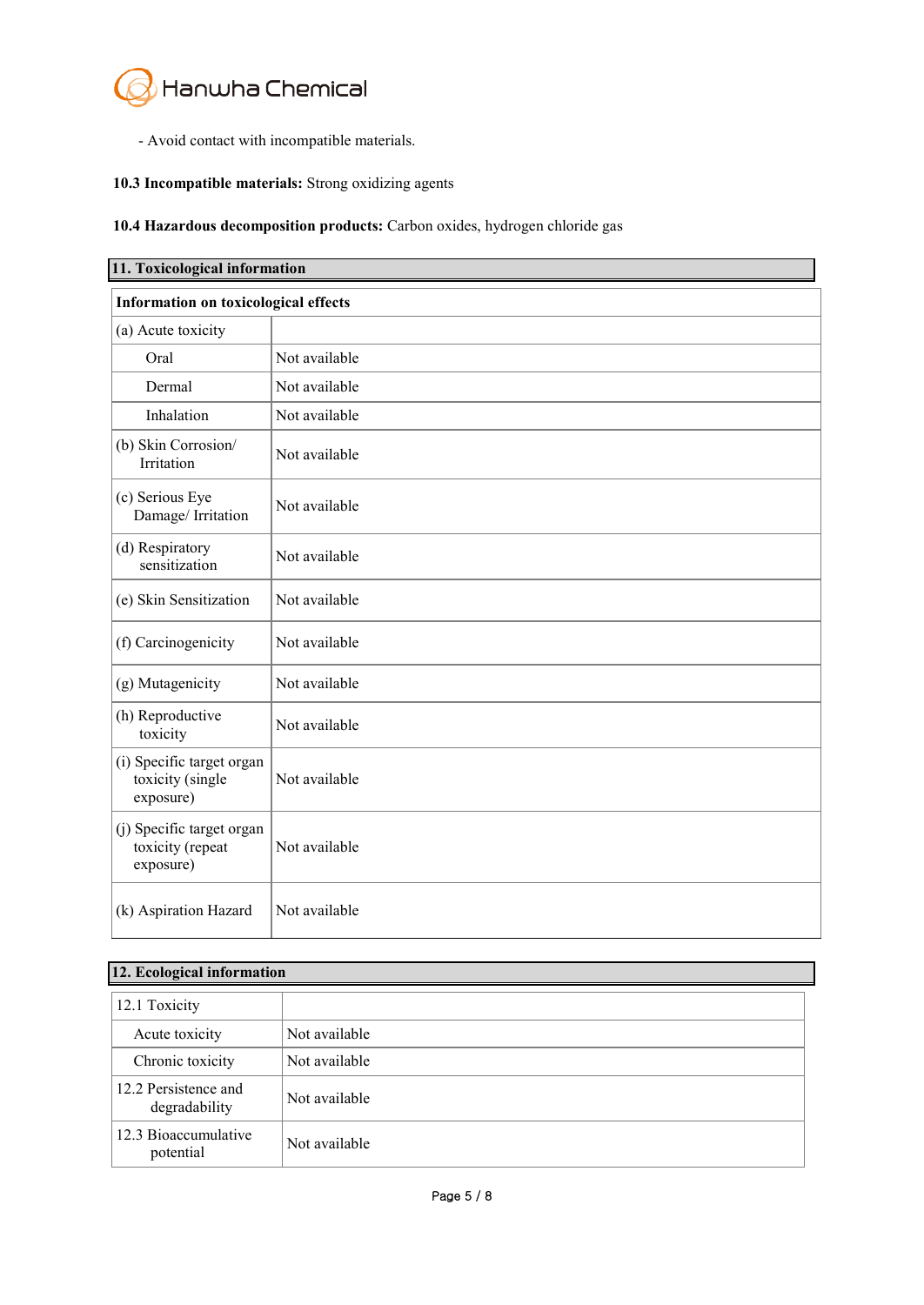- Avoid contact with incompatible materials.

**10.3 Incompatible materials:** Strong oxidizing agents

**10.4 Hazardous decomposition products:** Carbon oxides, hydrogen chloride gas

## 11. Toxicological information

| **Information on toxicological effects** | |
|---|---|
| (a) Acute toxicity | |
| Oral | Not available |
| Dermal | Not available |
| Inhalation | Not available |
| (b) Skin Corrosion/ Irritation | Not available |
| (c) Serious Eye Damage/ Irritation | Not available |
| (d) Respiratory sensitization | Not available |
| (e) Skin Sensitization | Not available |
| (f) Carcinogenicity | Not available |
| (g) Mutagenicity | Not available |
| (h) Reproductive toxicity | Not available |
| (i) Specific target organ toxicity (single exposure) | Not available |
| (j) Specific target organ toxicity (repeat exposure) | Not available |
| (k) Aspiration Hazard | Not available |

## 12. Ecological information

| 12.1 Toxicity | |
|---|---|
| Acute toxicity | Not available |
| Chronic toxicity | Not available |
| 12.2 Persistence and degradability | Not available |
| 12.3 Bioaccumulative potential | Not available |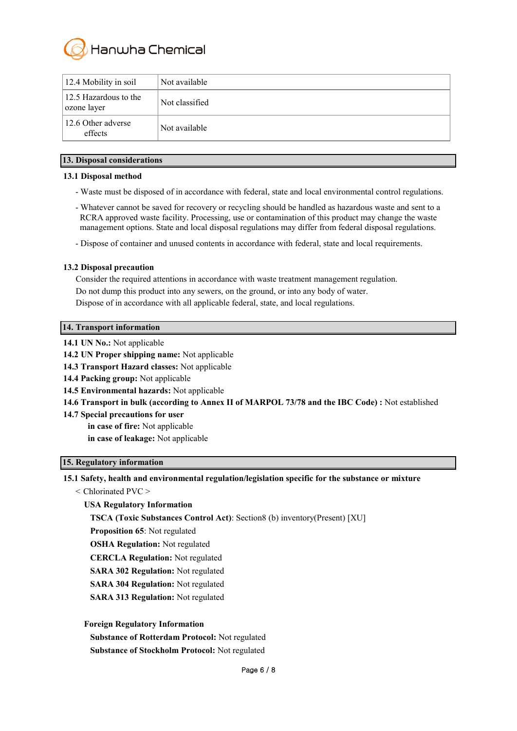| 12.4 Mobility in soil | Not available |
|---|---|
| 12.5 Hazardous to the ozone layer | Not classified |
| 12.6 Other adverse effects | Not available |

## 13. Disposal considerations

### 13.1 Disposal method

- Waste must be disposed of in accordance with federal, state and local environmental control regulations.
- Whatever cannot be saved for recovery or recycling should be handled as hazardous waste and sent to a RCRA approved waste facility. Processing, use or contamination of this product may change the waste management options. State and local disposal regulations may differ from federal disposal regulations.
- Dispose of container and unused contents in accordance with federal, state and local requirements.

### 13.2 Disposal precaution

Consider the required attentions in accordance with waste treatment management regulation.
Do not dump this product into any sewers, on the ground, or into any body of water.
Dispose of in accordance with all applicable federal, state, and local regulations.

## 14. Transport information

**14.1 UN No.:** Not applicable
**14.2 UN Proper shipping name:** Not applicable
**14.3 Transport Hazard classes:** Not applicable
**14.4 Packing group:** Not applicable
**14.5 Environmental hazards:** Not applicable
**14.6 Transport in bulk (according to Annex II of MARPOL 73/78 and the IBC Code) :** Not established
**14.7 Special precautions for user**
  **in case of fire:** Not applicable
  **in case of leakage:** Not applicable

## 15. Regulatory information

**15.1 Safety, health and environmental regulation/legislation specific for the substance or mixture**

< Chlorinated PVC >

**USA Regulatory Information**

**TSCA (Toxic Substances Control Act)**: Section8 (b) inventory(Present) [XU]
**Proposition 65**: Not regulated
**OSHA Regulation:** Not regulated
**CERCLA Regulation:** Not regulated
**SARA 302 Regulation:** Not regulated
**SARA 304 Regulation:** Not regulated
**SARA 313 Regulation:** Not regulated

**Foreign Regulatory Information**

**Substance of Rotterdam Protocol:** Not regulated
**Substance of Stockholm Protocol:** Not regulated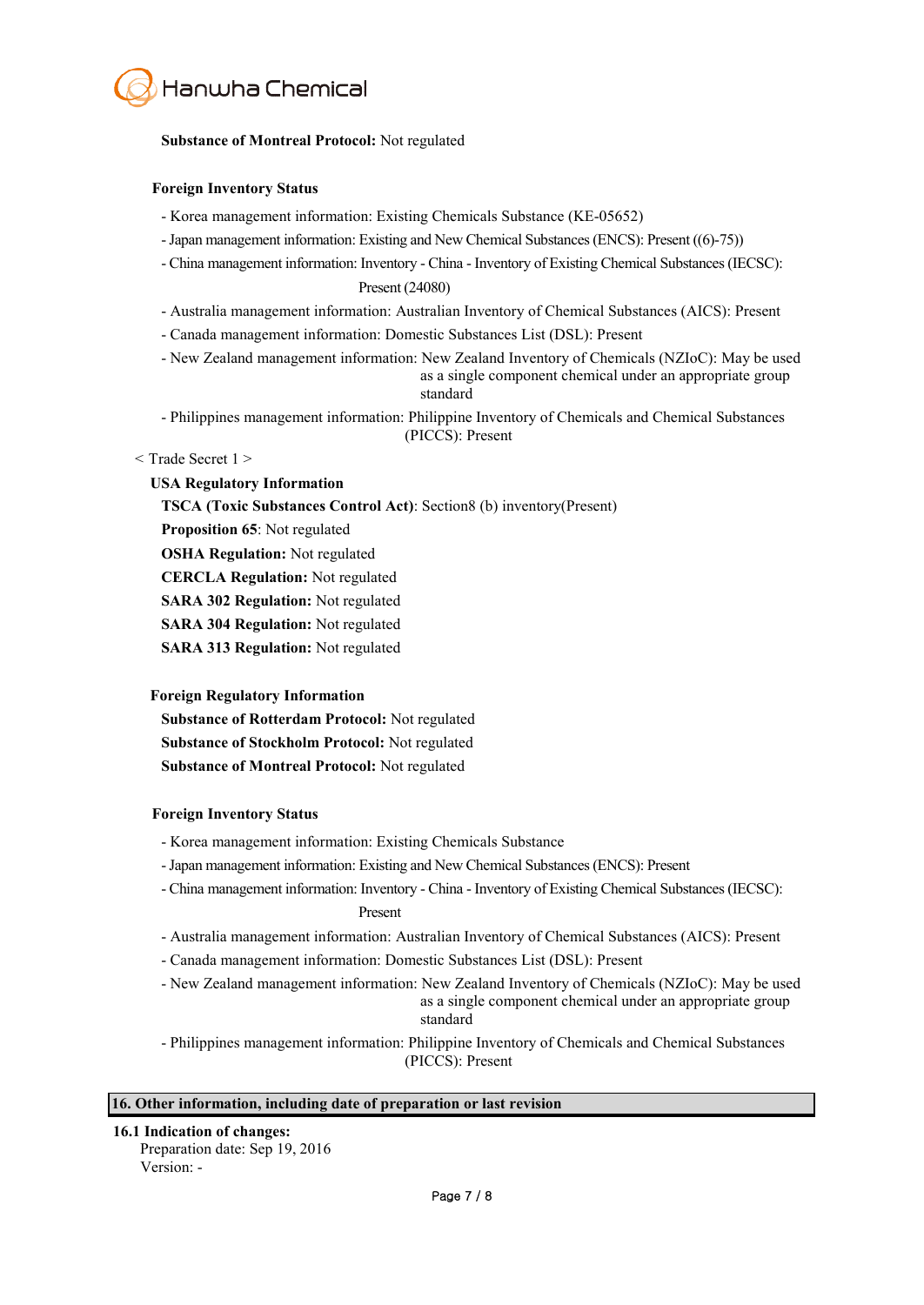**Substance of Montreal Protocol:** Not regulated

**Foreign Inventory Status**

- Korea management information: Existing Chemicals Substance (KE-05652)
- Japan management information: Existing and New Chemical Substances (ENCS): Present ((6)-75))
- China management information: Inventory - China - Inventory of Existing Chemical Substances (IECSC): Present (24080)
- Australia management information: Australian Inventory of Chemical Substances (AICS): Present
- Canada management information: Domestic Substances List (DSL): Present
- New Zealand management information: New Zealand Inventory of Chemicals (NZIoC): May be used as a single component chemical under an appropriate group standard
- Philippines management information: Philippine Inventory of Chemicals and Chemical Substances (PICCS): Present

< Trade Secret 1 >

**USA Regulatory Information**

**TSCA (Toxic Substances Control Act)**: Section8 (b) inventory(Present)

**Proposition 65**: Not regulated

**OSHA Regulation:** Not regulated

**CERCLA Regulation:** Not regulated

**SARA 302 Regulation:** Not regulated

**SARA 304 Regulation:** Not regulated

**SARA 313 Regulation:** Not regulated

**Foreign Regulatory Information**

**Substance of Rotterdam Protocol:** Not regulated

**Substance of Stockholm Protocol:** Not regulated

**Substance of Montreal Protocol:** Not regulated

**Foreign Inventory Status**

- Korea management information: Existing Chemicals Substance
- Japan management information: Existing and New Chemical Substances (ENCS): Present
- China management information: Inventory - China - Inventory of Existing Chemical Substances (IECSC): Present
- Australia management information: Australian Inventory of Chemical Substances (AICS): Present
- Canada management information: Domestic Substances List (DSL): Present
- New Zealand management information: New Zealand Inventory of Chemicals (NZIoC): May be used as a single component chemical under an appropriate group standard
- Philippines management information: Philippine Inventory of Chemicals and Chemical Substances (PICCS): Present

## 16. Other information, including date of preparation or last revision

**16.1 Indication of changes:**

Preparation date: Sep 19, 2016

Version: -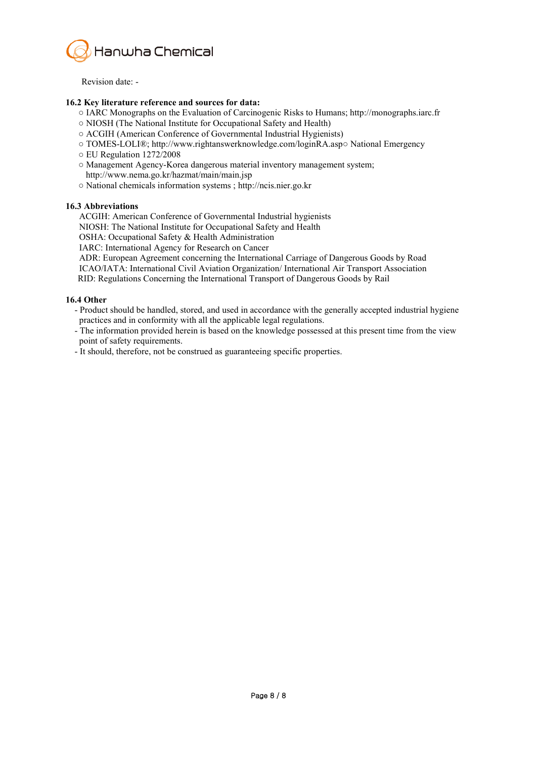Revision date: -

### 16.2 Key literature reference and sources for data:

- ○ IARC Monographs on the Evaluation of Carcinogenic Risks to Humans; http://monographs.iarc.fr
- ○ NIOSH (The National Institute for Occupational Safety and Health)
- ○ ACGIH (American Conference of Governmental Industrial Hygienists)
- ○ TOMES-LOLI®; http://www.rightanswerknowledge.com/loginRA.asp○ National Emergency
- ○ EU Regulation 1272/2008
- ○ Management Agency-Korea dangerous material inventory management system; http://www.nema.go.kr/hazmat/main/main.jsp
- ○ National chemicals information systems ; http://ncis.nier.go.kr

### 16.3 Abbreviations

ACGIH: American Conference of Governmental Industrial hygienists
NIOSH: The National Institute for Occupational Safety and Health
OSHA: Occupational Safety & Health Administration
IARC: International Agency for Research on Cancer
ADR: European Agreement concerning the International Carriage of Dangerous Goods by Road
ICAO/IATA: International Civil Aviation Organization/ International Air Transport Association
RID: Regulations Concerning the International Transport of Dangerous Goods by Rail

### 16.4 Other

- Product should be handled, stored, and used in accordance with the generally accepted industrial hygiene practices and in conformity with all the applicable legal regulations.
- The information provided herein is based on the knowledge possessed at this present time from the view point of safety requirements.
- It should, therefore, not be construed as guaranteeing specific properties.